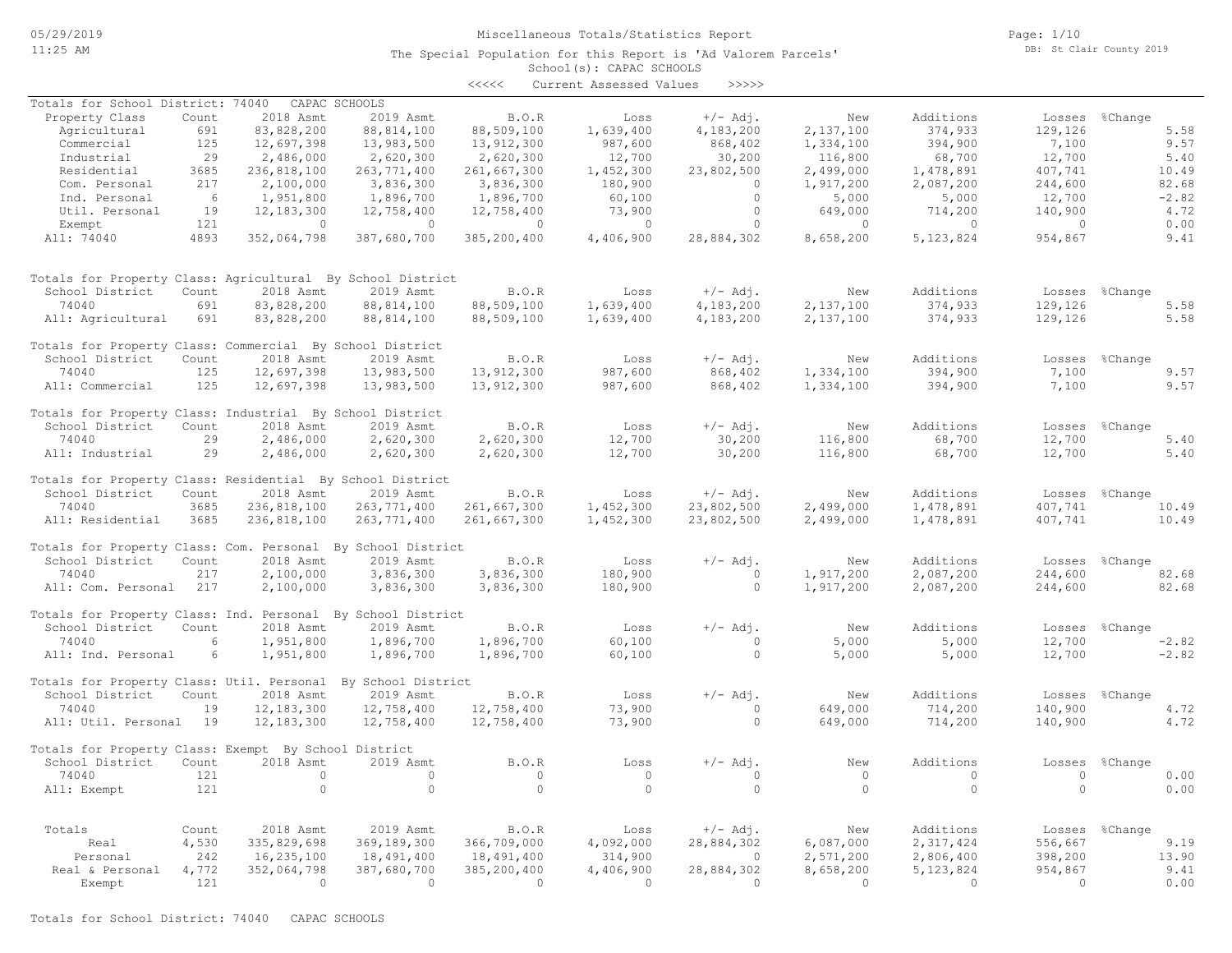# Miscellaneous Totals/Statistics Report

The Special Population for this Report is 'Ad Valorem Parcels'

School(s): CAPAC SCHOOLS

<<<<< Current Assessed Values >>>>>

## Totals for School District: 74040 CAPAC SCHOOLS

| Property Class | Count | 2018 Asmt | 2019 Asmt | B.O.R | Loss | +/- Adj. | New | Additions | Losses | %Change |
|---|---|---|---|---|---|---|---|---|---|---|
| Agricultural | 691 | 83,828,200 | 88,814,100 | 88,509,100 | 1,639,400 | 4,183,200 | 2,137,100 | 374,933 | 129,126 | 5.58 |
| Commercial | 125 | 12,697,398 | 13,983,500 | 13,912,300 | 987,600 | 868,402 | 1,334,100 | 394,900 | 7,100 | 9.57 |
| Industrial | 29 | 2,486,000 | 2,620,300 | 2,620,300 | 12,700 | 30,200 | 116,800 | 68,700 | 12,700 | 5.40 |
| Residential | 3685 | 236,818,100 | 263,771,400 | 261,667,300 | 1,452,300 | 23,802,500 | 2,499,000 | 1,478,891 | 407,741 | 10.49 |
| Com. Personal | 217 | 2,100,000 | 3,836,300 | 3,836,300 | 180,900 | 0 | 1,917,200 | 2,087,200 | 244,600 | 82.68 |
| Ind. Personal | 6 | 1,951,800 | 1,896,700 | 1,896,700 | 60,100 | 0 | 5,000 | 5,000 | 12,700 | -2.82 |
| Util. Personal | 19 | 12,183,300 | 12,758,400 | 12,758,400 | 73,900 | 0 | 649,000 | 714,200 | 140,900 | 4.72 |
| Exempt | 121 | 0 | 0 | 0 | 0 | 0 | 0 | 0 | 0 | 0.00 |
| All: 74040 | 4893 | 352,064,798 | 387,680,700 | 385,200,400 | 4,406,900 | 28,884,302 | 8,658,200 | 5,123,824 | 954,867 | 9.41 |

## Totals for Property Class: Agricultural By School District

| School District | Count | 2018 Asmt | 2019 Asmt | B.O.R | Loss | +/- Adj. | New | Additions | Losses | %Change |
|---|---|---|---|---|---|---|---|---|---|---|
| 74040 | 691 | 83,828,200 | 88,814,100 | 88,509,100 | 1,639,400 | 4,183,200 | 2,137,100 | 374,933 | 129,126 | 5.58 |
| All: Agricultural | 691 | 83,828,200 | 88,814,100 | 88,509,100 | 1,639,400 | 4,183,200 | 2,137,100 | 374,933 | 129,126 | 5.58 |

## Totals for Property Class: Commercial By School District

| School District | Count | 2018 Asmt | 2019 Asmt | B.O.R | Loss | +/- Adj. | New | Additions | Losses | %Change |
|---|---|---|---|---|---|---|---|---|---|---|
| 74040 | 125 | 12,697,398 | 13,983,500 | 13,912,300 | 987,600 | 868,402 | 1,334,100 | 394,900 | 7,100 | 9.57 |
| All: Commercial | 125 | 12,697,398 | 13,983,500 | 13,912,300 | 987,600 | 868,402 | 1,334,100 | 394,900 | 7,100 | 9.57 |

## Totals for Property Class: Industrial By School District

| School District | Count | 2018 Asmt | 2019 Asmt | B.O.R | Loss | +/- Adj. | New | Additions | Losses | %Change |
|---|---|---|---|---|---|---|---|---|---|---|
| 74040 | 29 | 2,486,000 | 2,620,300 | 2,620,300 | 12,700 | 30,200 | 116,800 | 68,700 | 12,700 | 5.40 |
| All: Industrial | 29 | 2,486,000 | 2,620,300 | 2,620,300 | 12,700 | 30,200 | 116,800 | 68,700 | 12,700 | 5.40 |

## Totals for Property Class: Residential By School District

| School District | Count | 2018 Asmt | 2019 Asmt | B.O.R | Loss | +/- Adj. | New | Additions | Losses | %Change |
|---|---|---|---|---|---|---|---|---|---|---|
| 74040 | 3685 | 236,818,100 | 263,771,400 | 261,667,300 | 1,452,300 | 23,802,500 | 2,499,000 | 1,478,891 | 407,741 | 10.49 |
| All: Residential | 3685 | 236,818,100 | 263,771,400 | 261,667,300 | 1,452,300 | 23,802,500 | 2,499,000 | 1,478,891 | 407,741 | 10.49 |

## Totals for Property Class: Com. Personal By School District

| School District | Count | 2018 Asmt | 2019 Asmt | B.O.R | Loss | +/- Adj. | New | Additions | Losses | %Change |
|---|---|---|---|---|---|---|---|---|---|---|
| 74040 | 217 | 2,100,000 | 3,836,300 | 3,836,300 | 180,900 | 0 | 1,917,200 | 2,087,200 | 244,600 | 82.68 |
| All: Com. Personal | 217 | 2,100,000 | 3,836,300 | 3,836,300 | 180,900 | 0 | 1,917,200 | 2,087,200 | 244,600 | 82.68 |

## Totals for Property Class: Ind. Personal By School District

| School District | Count | 2018 Asmt | 2019 Asmt | B.O.R | Loss | +/- Adj. | New | Additions | Losses | %Change |
|---|---|---|---|---|---|---|---|---|---|---|
| 74040 | 6 | 1,951,800 | 1,896,700 | 1,896,700 | 60,100 | 0 | 5,000 | 5,000 | 12,700 | -2.82 |
| All: Ind. Personal | 6 | 1,951,800 | 1,896,700 | 1,896,700 | 60,100 | 0 | 5,000 | 5,000 | 12,700 | -2.82 |

## Totals for Property Class: Util. Personal By School District

| School District | Count | 2018 Asmt | 2019 Asmt | B.O.R | Loss | +/- Adj. | New | Additions | Losses | %Change |
|---|---|---|---|---|---|---|---|---|---|---|
| 74040 | 19 | 12,183,300 | 12,758,400 | 12,758,400 | 73,900 | 0 | 649,000 | 714,200 | 140,900 | 4.72 |
| All: Util. Personal | 19 | 12,183,300 | 12,758,400 | 12,758,400 | 73,900 | 0 | 649,000 | 714,200 | 140,900 | 4.72 |

## Totals for Property Class: Exempt By School District

| School District | Count | 2018 Asmt | 2019 Asmt | B.O.R | Loss | +/- Adj. | New | Additions | Losses | %Change |
|---|---|---|---|---|---|---|---|---|---|---|
| 74040 | 121 | 0 | 0 | 0 | 0 | 0 | 0 | 0 | 0 | 0.00 |
| All: Exempt | 121 | 0 | 0 | 0 | 0 | 0 | 0 | 0 | 0 | 0.00 |

## Totals

| Totals | Count | 2018 Asmt | 2019 Asmt | B.O.R | Loss | +/- Adj. | New | Additions | Losses | %Change |
|---|---|---|---|---|---|---|---|---|---|---|
| Real | 4,530 | 335,829,698 | 369,189,300 | 366,709,000 | 4,092,000 | 28,884,302 | 6,087,000 | 2,317,424 | 556,667 | 9.19 |
| Personal | 242 | 16,235,100 | 18,491,400 | 18,491,400 | 314,900 | 0 | 2,571,200 | 2,806,400 | 398,200 | 13.90 |
| Real & Personal | 4,772 | 352,064,798 | 387,680,700 | 385,200,400 | 4,406,900 | 28,884,302 | 8,658,200 | 5,123,824 | 954,867 | 9.41 |
| Exempt | 121 | 0 | 0 | 0 | 0 | 0 | 0 | 0 | 0 | 0.00 |

Totals for School District: 74040 CAPAC SCHOOLS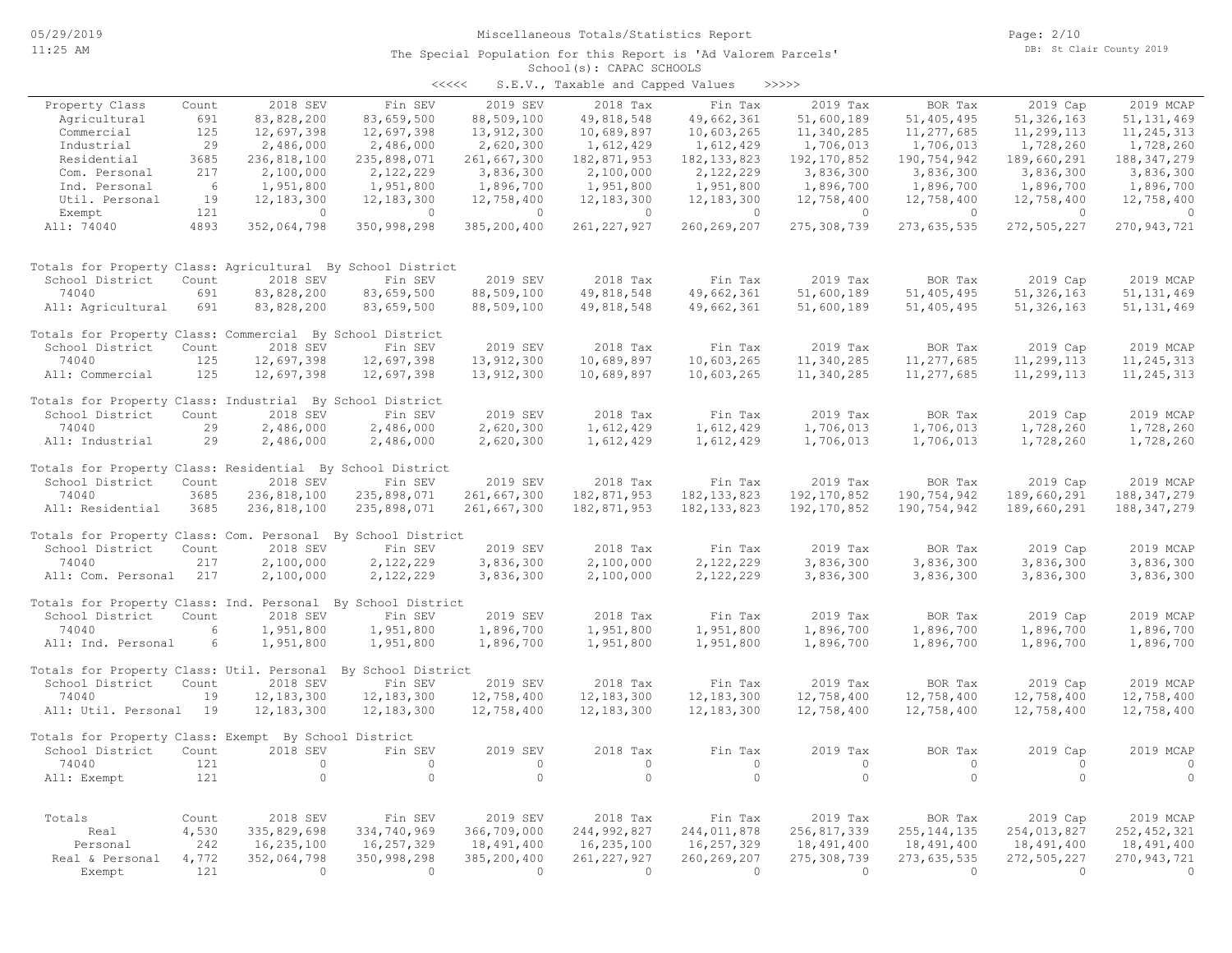Miscellaneous Totals/Statistics Report

The Special Population for this Report is 'Ad Valorem Parcels'

School(s): CAPAC SCHOOLS

<<<<< S.E.V., Taxable and Capped Values >>>>>

| Property Class | Count | 2018 SEV | Fin SEV | 2019 SEV | 2018 Tax | Fin Tax | 2019 Tax | BOR Tax | 2019 Cap | 2019 MCAP |
|---|---|---|---|---|---|---|---|---|---|---|
| Agricultural | 691 | 83,828,200 | 83,659,500 | 88,509,100 | 49,818,548 | 49,662,361 | 51,600,189 | 51,405,495 | 51,326,163 | 51,131,469 |
| Commercial | 125 | 12,697,398 | 12,697,398 | 13,912,300 | 10,689,897 | 10,603,265 | 11,340,285 | 11,277,685 | 11,299,113 | 11,245,313 |
| Industrial | 29 | 2,486,000 | 2,486,000 | 2,620,300 | 1,612,429 | 1,612,429 | 1,706,013 | 1,706,013 | 1,728,260 | 1,728,260 |
| Residential | 3685 | 236,818,100 | 235,898,071 | 261,667,300 | 182,871,953 | 182,133,823 | 192,170,852 | 190,754,942 | 189,660,291 | 188,347,279 |
| Com. Personal | 217 | 2,100,000 | 2,122,229 | 3,836,300 | 2,100,000 | 2,122,229 | 3,836,300 | 3,836,300 | 3,836,300 | 3,836,300 |
| Ind. Personal | 6 | 1,951,800 | 1,951,800 | 1,896,700 | 1,951,800 | 1,951,800 | 1,896,700 | 1,896,700 | 1,896,700 | 1,896,700 |
| Util. Personal | 19 | 12,183,300 | 12,183,300 | 12,758,400 | 12,183,300 | 12,183,300 | 12,758,400 | 12,758,400 | 12,758,400 | 12,758,400 |
| Exempt | 121 | 0 | 0 | 0 | 0 | 0 | 0 | 0 | 0 | 0 |
| All: 74040 | 4893 | 352,064,798 | 350,998,298 | 385,200,400 | 261,227,927 | 260,269,207 | 275,308,739 | 273,635,535 | 272,505,227 | 270,943,721 |

Totals for Property Class: Agricultural By School District

| School District | Count | 2018 SEV | Fin SEV | 2019 SEV | 2018 Tax | Fin Tax | 2019 Tax | BOR Tax | 2019 Cap | 2019 MCAP |
|---|---|---|---|---|---|---|---|---|---|---|
| 74040 | 691 | 83,828,200 | 83,659,500 | 88,509,100 | 49,818,548 | 49,662,361 | 51,600,189 | 51,405,495 | 51,326,163 | 51,131,469 |
| All: Agricultural | 691 | 83,828,200 | 83,659,500 | 88,509,100 | 49,818,548 | 49,662,361 | 51,600,189 | 51,405,495 | 51,326,163 | 51,131,469 |

Totals for Property Class: Commercial By School District

| School District | Count | 2018 SEV | Fin SEV | 2019 SEV | 2018 Tax | Fin Tax | 2019 Tax | BOR Tax | 2019 Cap | 2019 MCAP |
|---|---|---|---|---|---|---|---|---|---|---|
| 74040 | 125 | 12,697,398 | 12,697,398 | 13,912,300 | 10,689,897 | 10,603,265 | 11,340,285 | 11,277,685 | 11,299,113 | 11,245,313 |
| All: Commercial | 125 | 12,697,398 | 12,697,398 | 13,912,300 | 10,689,897 | 10,603,265 | 11,340,285 | 11,277,685 | 11,299,113 | 11,245,313 |

Totals for Property Class: Industrial By School District

| School District | Count | 2018 SEV | Fin SEV | 2019 SEV | 2018 Tax | Fin Tax | 2019 Tax | BOR Tax | 2019 Cap | 2019 MCAP |
|---|---|---|---|---|---|---|---|---|---|---|
| 74040 | 29 | 2,486,000 | 2,486,000 | 2,620,300 | 1,612,429 | 1,612,429 | 1,706,013 | 1,706,013 | 1,728,260 | 1,728,260 |
| All: Industrial | 29 | 2,486,000 | 2,486,000 | 2,620,300 | 1,612,429 | 1,612,429 | 1,706,013 | 1,706,013 | 1,728,260 | 1,728,260 |

Totals for Property Class: Residential By School District

| School District | Count | 2018 SEV | Fin SEV | 2019 SEV | 2018 Tax | Fin Tax | 2019 Tax | BOR Tax | 2019 Cap | 2019 MCAP |
|---|---|---|---|---|---|---|---|---|---|---|
| 74040 | 3685 | 236,818,100 | 235,898,071 | 261,667,300 | 182,871,953 | 182,133,823 | 192,170,852 | 190,754,942 | 189,660,291 | 188,347,279 |
| All: Residential | 3685 | 236,818,100 | 235,898,071 | 261,667,300 | 182,871,953 | 182,133,823 | 192,170,852 | 190,754,942 | 189,660,291 | 188,347,279 |

Totals for Property Class: Com. Personal By School District

| School District | Count | 2018 SEV | Fin SEV | 2019 SEV | 2018 Tax | Fin Tax | 2019 Tax | BOR Tax | 2019 Cap | 2019 MCAP |
|---|---|---|---|---|---|---|---|---|---|---|
| 74040 | 217 | 2,100,000 | 2,122,229 | 3,836,300 | 2,100,000 | 2,122,229 | 3,836,300 | 3,836,300 | 3,836,300 | 3,836,300 |
| All: Com. Personal | 217 | 2,100,000 | 2,122,229 | 3,836,300 | 2,100,000 | 2,122,229 | 3,836,300 | 3,836,300 | 3,836,300 | 3,836,300 |

Totals for Property Class: Ind. Personal By School District

| School District | Count | 2018 SEV | Fin SEV | 2019 SEV | 2018 Tax | Fin Tax | 2019 Tax | BOR Tax | 2019 Cap | 2019 MCAP |
|---|---|---|---|---|---|---|---|---|---|---|
| 74040 | 6 | 1,951,800 | 1,951,800 | 1,896,700 | 1,951,800 | 1,951,800 | 1,896,700 | 1,896,700 | 1,896,700 | 1,896,700 |
| All: Ind. Personal | 6 | 1,951,800 | 1,951,800 | 1,896,700 | 1,951,800 | 1,951,800 | 1,896,700 | 1,896,700 | 1,896,700 | 1,896,700 |

Totals for Property Class: Util. Personal By School District

| School District | Count | 2018 SEV | Fin SEV | 2019 SEV | 2018 Tax | Fin Tax | 2019 Tax | BOR Tax | 2019 Cap | 2019 MCAP |
|---|---|---|---|---|---|---|---|---|---|---|
| 74040 | 19 | 12,183,300 | 12,183,300 | 12,758,400 | 12,183,300 | 12,183,300 | 12,758,400 | 12,758,400 | 12,758,400 | 12,758,400 |
| All: Util. Personal | 19 | 12,183,300 | 12,183,300 | 12,758,400 | 12,183,300 | 12,183,300 | 12,758,400 | 12,758,400 | 12,758,400 | 12,758,400 |

Totals for Property Class: Exempt By School District

| School District | Count | 2018 SEV | Fin SEV | 2019 SEV | 2018 Tax | Fin Tax | 2019 Tax | BOR Tax | 2019 Cap | 2019 MCAP |
|---|---|---|---|---|---|---|---|---|---|---|
| 74040 | 121 | 0 | 0 | 0 | 0 | 0 | 0 | 0 | 0 | 0 |
| All: Exempt | 121 | 0 | 0 | 0 | 0 | 0 | 0 | 0 | 0 | 0 |

| Totals | Count | 2018 SEV | Fin SEV | 2019 SEV | 2018 Tax | Fin Tax | 2019 Tax | BOR Tax | 2019 Cap | 2019 MCAP |
|---|---|---|---|---|---|---|---|---|---|---|
| Real | 4,530 | 335,829,698 | 334,740,969 | 366,709,000 | 244,992,827 | 244,011,878 | 256,817,339 | 255,144,135 | 254,013,827 | 252,452,321 |
| Personal | 242 | 16,235,100 | 16,257,329 | 18,491,400 | 16,235,100 | 16,257,329 | 18,491,400 | 18,491,400 | 18,491,400 | 18,491,400 |
| Real & Personal | 4,772 | 352,064,798 | 350,998,298 | 385,200,400 | 261,227,927 | 260,269,207 | 275,308,739 | 273,635,535 | 272,505,227 | 270,943,721 |
| Exempt | 121 | 0 | 0 | 0 | 0 | 0 | 0 | 0 | 0 | 0 |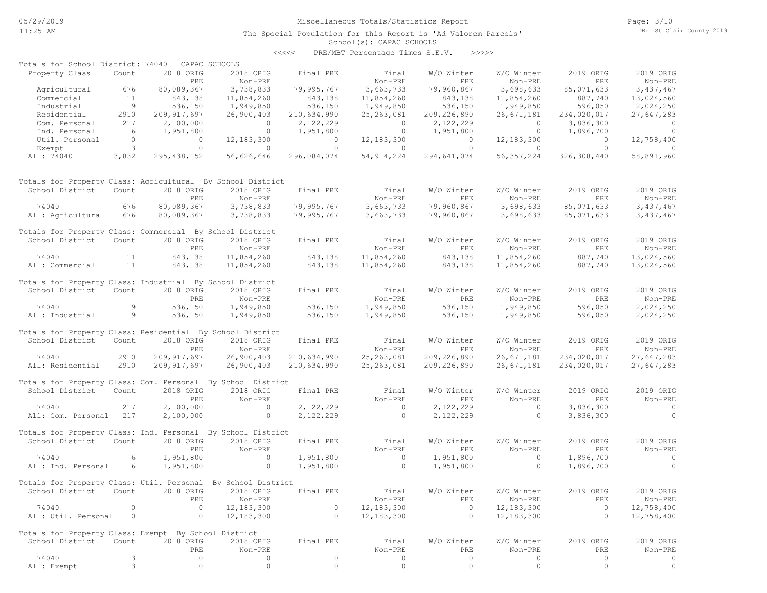# Miscellaneous Totals/Statistics Report

The Special Population for this Report is 'Ad Valorem Parcels'

School(s): CAPAC SCHOOLS

<<<<< PRE/MBT Percentage Times S.E.V. >>>>>

## Totals for School District: 74040 CAPAC SCHOOLS

| Property Class | Count | 2018 ORIG PRE | 2018 ORIG Non-PRE | Final PRE | Final Non-PRE | W/O Winter PRE | W/O Winter Non-PRE | 2019 ORIG PRE | 2019 ORIG Non-PRE |
|---|---|---|---|---|---|---|---|---|---|
| Agricultural | 676 | 80,089,367 | 3,738,833 | 79,995,767 | 3,663,733 | 79,960,867 | 3,698,633 | 85,071,633 | 3,437,467 |
| Commercial | 11 | 843,138 | 11,854,260 | 843,138 | 11,854,260 | 843,138 | 11,854,260 | 887,740 | 13,024,560 |
| Industrial | 9 | 536,150 | 1,949,850 | 536,150 | 1,949,850 | 536,150 | 1,949,850 | 596,050 | 2,024,250 |
| Residential | 2910 | 209,917,697 | 26,900,403 | 210,634,990 | 25,263,081 | 209,226,890 | 26,671,181 | 234,020,017 | 27,647,283 |
| Com. Personal | 217 | 2,100,000 | 0 | 2,122,229 | 0 | 2,122,229 | 0 | 3,836,300 | 0 |
| Ind. Personal | 6 | 1,951,800 | 0 | 1,951,800 | 0 | 1,951,800 | 0 | 1,896,700 | 0 |
| Util. Personal | 0 | 0 | 12,183,300 | 0 | 12,183,300 | 0 | 12,183,300 | 0 | 12,758,400 |
| Exempt | 3 | 0 | 0 | 0 | 0 | 0 | 0 | 0 | 0 |
| All: 74040 | 3,832 | 295,438,152 | 56,626,646 | 296,084,074 | 54,914,224 | 294,641,074 | 56,357,224 | 326,308,440 | 58,891,960 |

## Totals for Property Class: Agricultural By School District

| School District | Count | 2018 ORIG PRE | 2018 ORIG Non-PRE | Final PRE | Final Non-PRE | W/O Winter PRE | W/O Winter Non-PRE | 2019 ORIG PRE | 2019 ORIG Non-PRE |
|---|---|---|---|---|---|---|---|---|---|
| 74040 | 676 | 80,089,367 | 3,738,833 | 79,995,767 | 3,663,733 | 79,960,867 | 3,698,633 | 85,071,633 | 3,437,467 |
| All: Agricultural | 676 | 80,089,367 | 3,738,833 | 79,995,767 | 3,663,733 | 79,960,867 | 3,698,633 | 85,071,633 | 3,437,467 |

## Totals for Property Class: Commercial By School District

| School District | Count | 2018 ORIG PRE | 2018 ORIG Non-PRE | Final PRE | Final Non-PRE | W/O Winter PRE | W/O Winter Non-PRE | 2019 ORIG PRE | 2019 ORIG Non-PRE |
|---|---|---|---|---|---|---|---|---|---|
| 74040 | 11 | 843,138 | 11,854,260 | 843,138 | 11,854,260 | 843,138 | 11,854,260 | 887,740 | 13,024,560 |
| All: Commercial | 11 | 843,138 | 11,854,260 | 843,138 | 11,854,260 | 843,138 | 11,854,260 | 887,740 | 13,024,560 |

## Totals for Property Class: Industrial By School District

| School District | Count | 2018 ORIG PRE | 2018 ORIG Non-PRE | Final PRE | Final Non-PRE | W/O Winter PRE | W/O Winter Non-PRE | 2019 ORIG PRE | 2019 ORIG Non-PRE |
|---|---|---|---|---|---|---|---|---|---|
| 74040 | 9 | 536,150 | 1,949,850 | 536,150 | 1,949,850 | 536,150 | 1,949,850 | 596,050 | 2,024,250 |
| All: Industrial | 9 | 536,150 | 1,949,850 | 536,150 | 1,949,850 | 536,150 | 1,949,850 | 596,050 | 2,024,250 |

## Totals for Property Class: Residential By School District

| School District | Count | 2018 ORIG PRE | 2018 ORIG Non-PRE | Final PRE | Final Non-PRE | W/O Winter PRE | W/O Winter Non-PRE | 2019 ORIG PRE | 2019 ORIG Non-PRE |
|---|---|---|---|---|---|---|---|---|---|
| 74040 | 2910 | 209,917,697 | 26,900,403 | 210,634,990 | 25,263,081 | 209,226,890 | 26,671,181 | 234,020,017 | 27,647,283 |
| All: Residential | 2910 | 209,917,697 | 26,900,403 | 210,634,990 | 25,263,081 | 209,226,890 | 26,671,181 | 234,020,017 | 27,647,283 |

## Totals for Property Class: Com. Personal By School District

| School District | Count | 2018 ORIG PRE | 2018 ORIG Non-PRE | Final PRE | Final Non-PRE | W/O Winter PRE | W/O Winter Non-PRE | 2019 ORIG PRE | 2019 ORIG Non-PRE |
|---|---|---|---|---|---|---|---|---|---|
| 74040 | 217 | 2,100,000 | 0 | 2,122,229 | 0 | 2,122,229 | 0 | 3,836,300 | 0 |
| All: Com. Personal | 217 | 2,100,000 | 0 | 2,122,229 | 0 | 2,122,229 | 0 | 3,836,300 | 0 |

## Totals for Property Class: Ind. Personal By School District

| School District | Count | 2018 ORIG PRE | 2018 ORIG Non-PRE | Final PRE | Final Non-PRE | W/O Winter PRE | W/O Winter Non-PRE | 2019 ORIG PRE | 2019 ORIG Non-PRE |
|---|---|---|---|---|---|---|---|---|---|
| 74040 | 6 | 1,951,800 | 0 | 1,951,800 | 0 | 1,951,800 | 0 | 1,896,700 | 0 |
| All: Ind. Personal | 6 | 1,951,800 | 0 | 1,951,800 | 0 | 1,951,800 | 0 | 1,896,700 | 0 |

## Totals for Property Class: Util. Personal By School District

| School District | Count | 2018 ORIG PRE | 2018 ORIG Non-PRE | Final PRE | Final Non-PRE | W/O Winter PRE | W/O Winter Non-PRE | 2019 ORIG PRE | 2019 ORIG Non-PRE |
|---|---|---|---|---|---|---|---|---|---|
| 74040 | 0 | 0 | 12,183,300 | 0 | 12,183,300 | 0 | 12,183,300 | 0 | 12,758,400 |
| All: Util. Personal | 0 | 0 | 12,183,300 | 0 | 12,183,300 | 0 | 12,183,300 | 0 | 12,758,400 |

## Totals for Property Class: Exempt By School District

| School District | Count | 2018 ORIG PRE | 2018 ORIG Non-PRE | Final PRE | Final Non-PRE | W/O Winter PRE | W/O Winter Non-PRE | 2019 ORIG PRE | 2019 ORIG Non-PRE |
|---|---|---|---|---|---|---|---|---|---|
| 74040 | 3 | 0 | 0 | 0 | 0 | 0 | 0 | 0 | 0 |
| All: Exempt | 3 | 0 | 0 | 0 | 0 | 0 | 0 | 0 | 0 |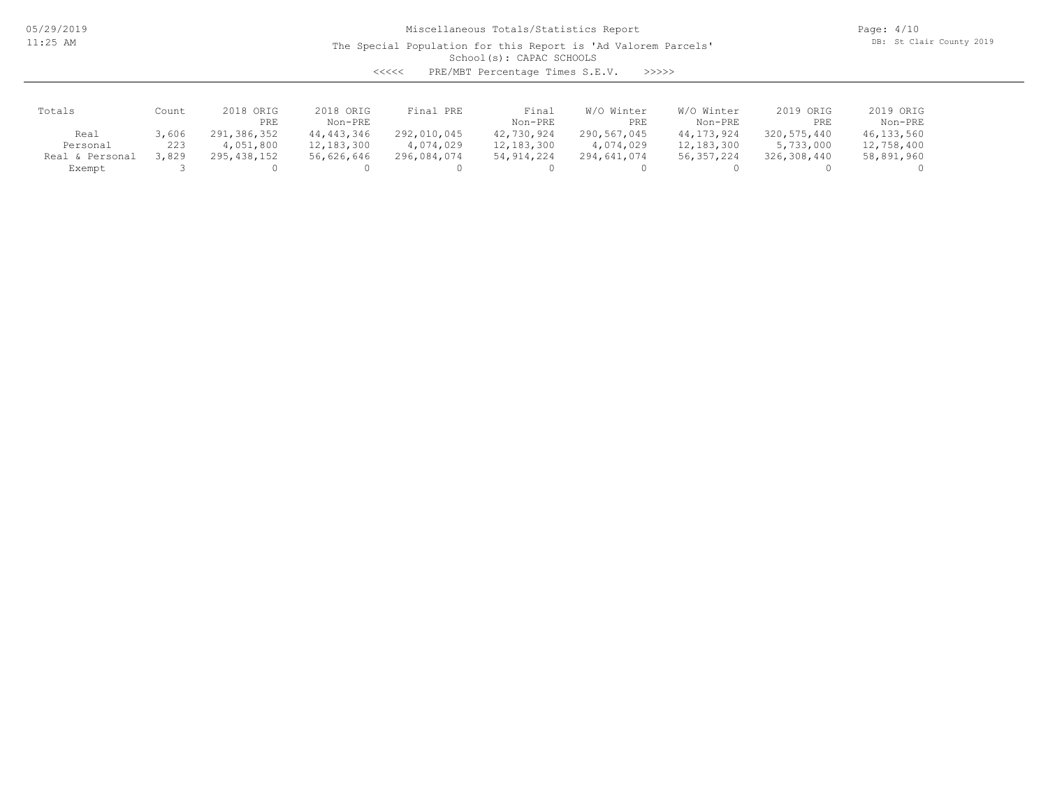Miscellaneous Totals/Statistics Report

The Special Population for this Report is 'Ad Valorem Parcels'

School(s): CAPAC SCHOOLS

<<<<< PRE/MBT Percentage Times S.E.V. >>>>>

| Totals | Count | 2018 ORIG PRE | 2018 ORIG Non-PRE | Final PRE | Final Non-PRE | W/O Winter PRE | W/O Winter Non-PRE | 2019 ORIG PRE | 2019 ORIG Non-PRE |
|---|---|---|---|---|---|---|---|---|---|
| Real | 3,606 | 291,386,352 | 44,443,346 | 292,010,045 | 42,730,924 | 290,567,045 | 44,173,924 | 320,575,440 | 46,133,560 |
| Personal | 223 | 4,051,800 | 12,183,300 | 4,074,029 | 12,183,300 | 4,074,029 | 12,183,300 | 5,733,000 | 12,758,400 |
| Real & Personal | 3,829 | 295,438,152 | 56,626,646 | 296,084,074 | 54,914,224 | 294,641,074 | 56,357,224 | 326,308,440 | 58,891,960 |
| Exempt | 3 | 0 | 0 | 0 | 0 | 0 | 0 | 0 | 0 |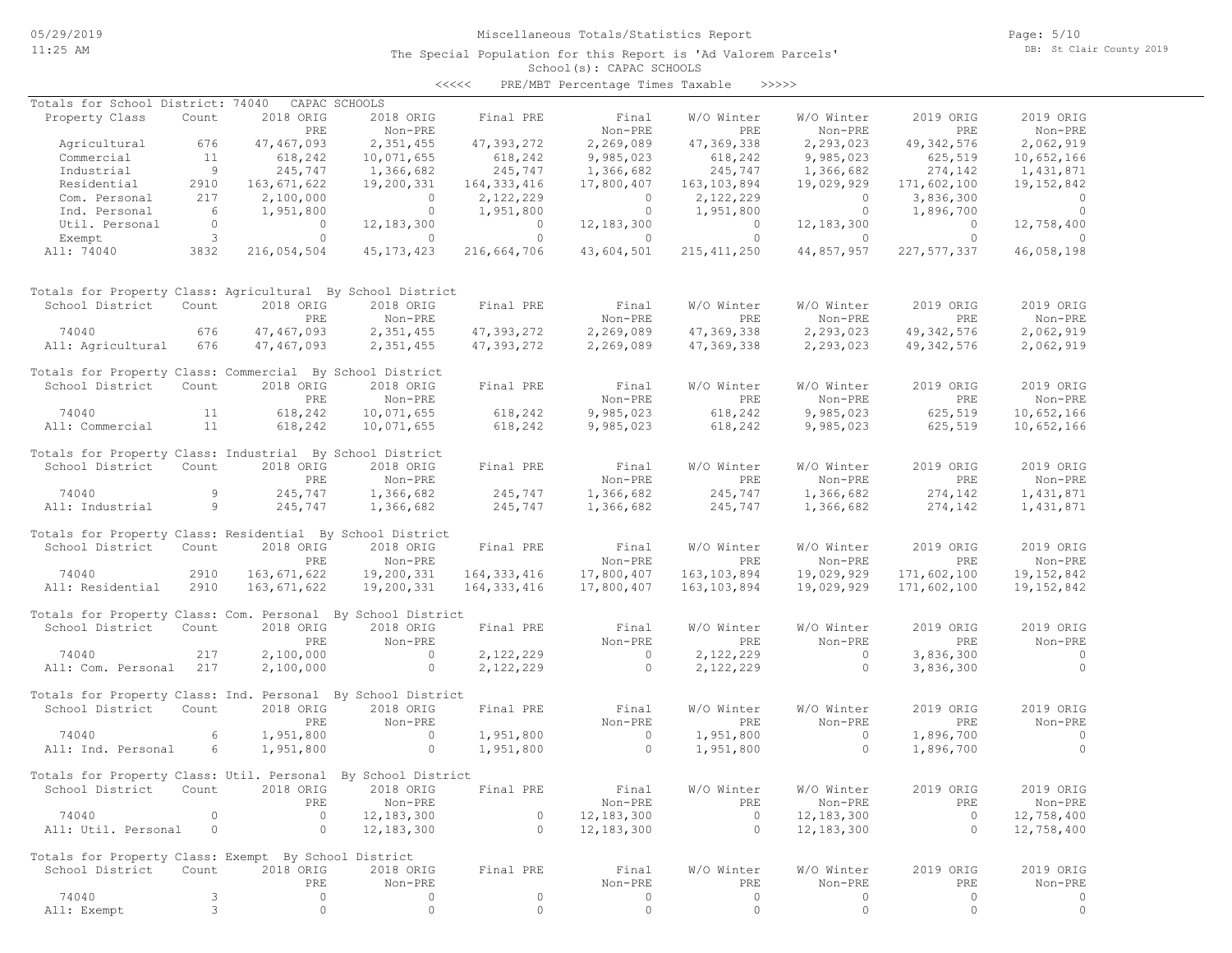Miscellaneous Totals/Statistics Report

The Special Population for this Report is 'Ad Valorem Parcels'

School(s): CAPAC SCHOOLS

<<<<< PRE/MBT Percentage Times Taxable >>>>>

Totals for School District: 74040 CAPAC SCHOOLS

| Property Class | Count | 2018 ORIG PRE | 2018 ORIG Non-PRE | Final PRE | Final Non-PRE | W/O Winter PRE | W/O Winter Non-PRE | 2019 ORIG PRE | 2019 ORIG Non-PRE |
|---|---|---|---|---|---|---|---|---|---|
| Agricultural | 676 | 47,467,093 | 2,351,455 | 47,393,272 | 2,269,089 | 47,369,338 | 2,293,023 | 49,342,576 | 2,062,919 |
| Commercial | 11 | 618,242 | 10,071,655 | 618,242 | 9,985,023 | 618,242 | 9,985,023 | 625,519 | 10,652,166 |
| Industrial | 9 | 245,747 | 1,366,682 | 245,747 | 1,366,682 | 245,747 | 1,366,682 | 274,142 | 1,431,871 |
| Residential | 2910 | 163,671,622 | 19,200,331 | 164,333,416 | 17,800,407 | 163,103,894 | 19,029,929 | 171,602,100 | 19,152,842 |
| Com. Personal | 217 | 2,100,000 | 0 | 2,122,229 | 0 | 2,122,229 | 0 | 3,836,300 | 0 |
| Ind. Personal | 6 | 1,951,800 | 0 | 1,951,800 | 0 | 1,951,800 | 0 | 1,896,700 | 0 |
| Util. Personal | 0 | 0 | 12,183,300 | 0 | 12,183,300 | 0 | 12,183,300 | 0 | 12,758,400 |
| Exempt | 3 | 0 | 0 | 0 | 0 | 0 | 0 | 0 | 0 |
| All: 74040 | 3832 | 216,054,504 | 45,173,423 | 216,664,706 | 43,604,501 | 215,411,250 | 44,857,957 | 227,577,337 | 46,058,198 |

Totals for Property Class: Agricultural By School District

| School District | Count | 2018 ORIG PRE | 2018 ORIG Non-PRE | Final PRE | Final Non-PRE | W/O Winter PRE | W/O Winter Non-PRE | 2019 ORIG PRE | 2019 ORIG Non-PRE |
|---|---|---|---|---|---|---|---|---|---|
| 74040 | 676 | 47,467,093 | 2,351,455 | 47,393,272 | 2,269,089 | 47,369,338 | 2,293,023 | 49,342,576 | 2,062,919 |
| All: Agricultural | 676 | 47,467,093 | 2,351,455 | 47,393,272 | 2,269,089 | 47,369,338 | 2,293,023 | 49,342,576 | 2,062,919 |

Totals for Property Class: Commercial By School District

| School District | Count | 2018 ORIG PRE | 2018 ORIG Non-PRE | Final PRE | Final Non-PRE | W/O Winter PRE | W/O Winter Non-PRE | 2019 ORIG PRE | 2019 ORIG Non-PRE |
|---|---|---|---|---|---|---|---|---|---|
| 74040 | 11 | 618,242 | 10,071,655 | 618,242 | 9,985,023 | 618,242 | 9,985,023 | 625,519 | 10,652,166 |
| All: Commercial | 11 | 618,242 | 10,071,655 | 618,242 | 9,985,023 | 618,242 | 9,985,023 | 625,519 | 10,652,166 |

Totals for Property Class: Industrial By School District

| School District | Count | 2018 ORIG PRE | 2018 ORIG Non-PRE | Final PRE | Final Non-PRE | W/O Winter PRE | W/O Winter Non-PRE | 2019 ORIG PRE | 2019 ORIG Non-PRE |
|---|---|---|---|---|---|---|---|---|---|
| 74040 | 9 | 245,747 | 1,366,682 | 245,747 | 1,366,682 | 245,747 | 1,366,682 | 274,142 | 1,431,871 |
| All: Industrial | 9 | 245,747 | 1,366,682 | 245,747 | 1,366,682 | 245,747 | 1,366,682 | 274,142 | 1,431,871 |

Totals for Property Class: Residential By School District

| School District | Count | 2018 ORIG PRE | 2018 ORIG Non-PRE | Final PRE | Final Non-PRE | W/O Winter PRE | W/O Winter Non-PRE | 2019 ORIG PRE | 2019 ORIG Non-PRE |
|---|---|---|---|---|---|---|---|---|---|
| 74040 | 2910 | 163,671,622 | 19,200,331 | 164,333,416 | 17,800,407 | 163,103,894 | 19,029,929 | 171,602,100 | 19,152,842 |
| All: Residential | 2910 | 163,671,622 | 19,200,331 | 164,333,416 | 17,800,407 | 163,103,894 | 19,029,929 | 171,602,100 | 19,152,842 |

Totals for Property Class: Com. Personal By School District

| School District | Count | 2018 ORIG PRE | 2018 ORIG Non-PRE | Final PRE | Final Non-PRE | W/O Winter PRE | W/O Winter Non-PRE | 2019 ORIG PRE | 2019 ORIG Non-PRE |
|---|---|---|---|---|---|---|---|---|---|
| 74040 | 217 | 2,100,000 | 0 | 2,122,229 | 0 | 2,122,229 | 0 | 3,836,300 | 0 |
| All: Com. Personal | 217 | 2,100,000 | 0 | 2,122,229 | 0 | 2,122,229 | 0 | 3,836,300 | 0 |

Totals for Property Class: Ind. Personal By School District

| School District | Count | 2018 ORIG PRE | 2018 ORIG Non-PRE | Final PRE | Final Non-PRE | W/O Winter PRE | W/O Winter Non-PRE | 2019 ORIG PRE | 2019 ORIG Non-PRE |
|---|---|---|---|---|---|---|---|---|---|
| 74040 | 6 | 1,951,800 | 0 | 1,951,800 | 0 | 1,951,800 | 0 | 1,896,700 | 0 |
| All: Ind. Personal | 6 | 1,951,800 | 0 | 1,951,800 | 0 | 1,951,800 | 0 | 1,896,700 | 0 |

Totals for Property Class: Util. Personal By School District

| School District | Count | 2018 ORIG PRE | 2018 ORIG Non-PRE | Final PRE | Final Non-PRE | W/O Winter PRE | W/O Winter Non-PRE | 2019 ORIG PRE | 2019 ORIG Non-PRE |
|---|---|---|---|---|---|---|---|---|---|
| 74040 | 0 | 0 | 12,183,300 | 0 | 12,183,300 | 0 | 12,183,300 | 0 | 12,758,400 |
| All: Util. Personal | 0 | 0 | 12,183,300 | 0 | 12,183,300 | 0 | 12,183,300 | 0 | 12,758,400 |

Totals for Property Class: Exempt By School District

| School District | Count | 2018 ORIG PRE | 2018 ORIG Non-PRE | Final PRE | Final Non-PRE | W/O Winter PRE | W/O Winter Non-PRE | 2019 ORIG PRE | 2019 ORIG Non-PRE |
|---|---|---|---|---|---|---|---|---|---|
| 74040 | 3 | 0 | 0 | 0 | 0 | 0 | 0 | 0 | 0 |
| All: Exempt | 3 | 0 | 0 | 0 | 0 | 0 | 0 | 0 | 0 |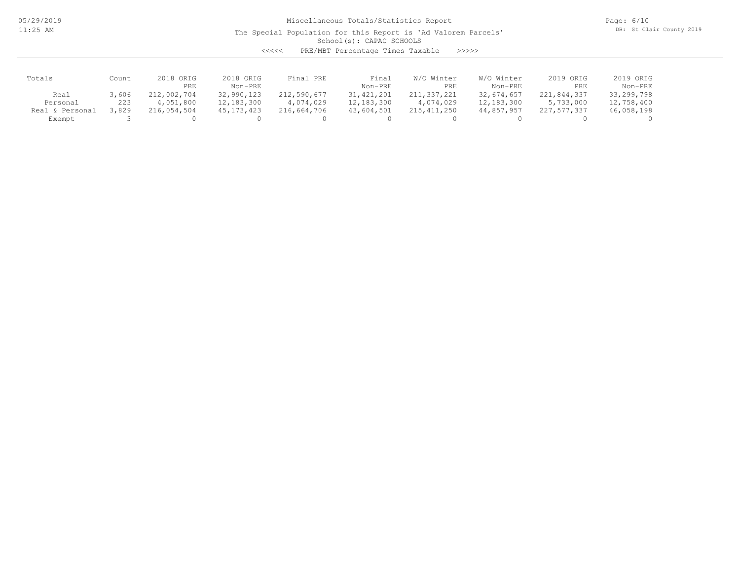Miscellaneous Totals/Statistics Report

The Special Population for this Report is 'Ad Valorem Parcels'

School(s): CAPAC SCHOOLS

<<<<< PRE/MBT Percentage Times Taxable >>>>>

| Totals | Count | 2018 ORIG PRE | 2018 ORIG Non-PRE | Final PRE | Final Non-PRE | W/O Winter PRE | W/O Winter Non-PRE | 2019 ORIG PRE | 2019 ORIG Non-PRE |
|---|---|---|---|---|---|---|---|---|---|
| Real | 3,606 | 212,002,704 | 32,990,123 | 212,590,677 | 31,421,201 | 211,337,221 | 32,674,657 | 221,844,337 | 33,299,798 |
| Personal | 223 | 4,051,800 | 12,183,300 | 4,074,029 | 12,183,300 | 4,074,029 | 12,183,300 | 5,733,000 | 12,758,400 |
| Real & Personal | 3,829 | 216,054,504 | 45,173,423 | 216,664,706 | 43,604,501 | 215,411,250 | 44,857,957 | 227,577,337 | 46,058,198 |
| Exempt | 3 | 0 | 0 | 0 | 0 | 0 | 0 | 0 | 0 |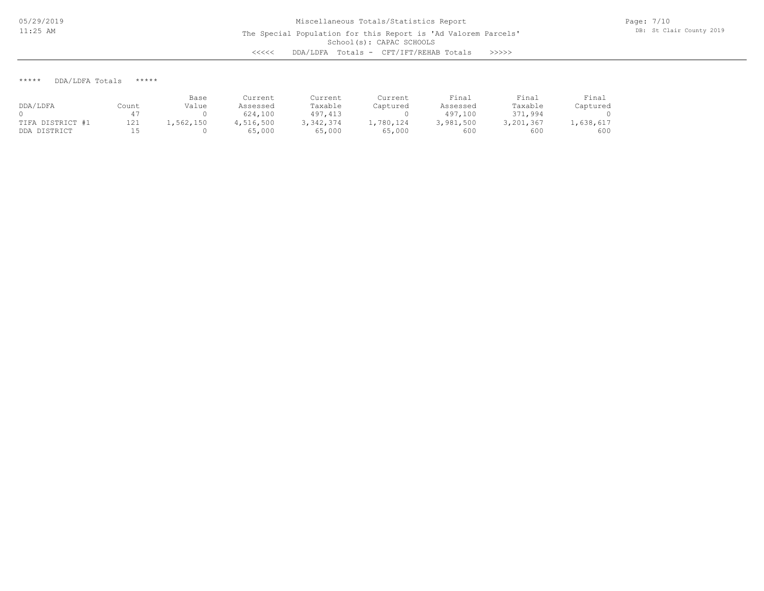Miscellaneous Totals/Statistics Report

The Special Population for this Report is 'Ad Valorem Parcels'

School(s): CAPAC SCHOOLS

<<<<< DDA/LDFA Totals - CFT/IFT/REHAB Totals >>>>>

## ***** DDA/LDFA Totals *****

| DDA/LDFA | Count | Base Value | Current Assessed | Current Taxable | Current Captured | Final Assessed | Final Taxable | Final Captured |
|---|---|---|---|---|---|---|---|---|
| 0 | 47 | 0 | 624,100 | 497,413 | 0 | 497,100 | 371,994 | 0 |
| TIFA DISTRICT #1 | 121 | 1,562,150 | 4,516,500 | 3,342,374 | 1,780,124 | 3,981,500 | 3,201,367 | 1,638,617 |
| DDA DISTRICT | 15 | 0 | 65,000 | 65,000 | 65,000 | 600 | 600 | 600 |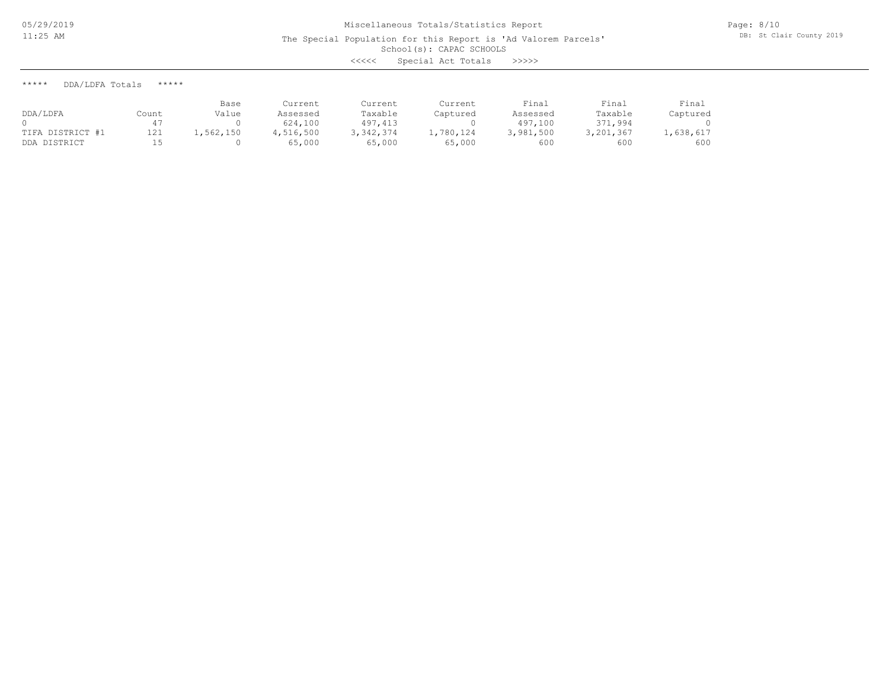Miscellaneous Totals/Statistics Report

The Special Population for this Report is 'Ad Valorem Parcels'

School(s): CAPAC SCHOOLS

<<<<< Special Act Totals >>>>>

***** DDA/LDFA Totals *****

| DDA/LDFA | Count | Base Value | Current Assessed | Current Taxable | Current Captured | Final Assessed | Final Taxable | Final Captured |
|---|---|---|---|---|---|---|---|---|
| 0 | 47 | 0 | 624,100 | 497,413 | 0 | 497,100 | 371,994 | 0 |
| TIFA DISTRICT #1 | 121 | 1,562,150 | 4,516,500 | 3,342,374 | 1,780,124 | 3,981,500 | 3,201,367 | 1,638,617 |
| DDA DISTRICT | 15 | 0 | 65,000 | 65,000 | 65,000 | 600 | 600 | 600 |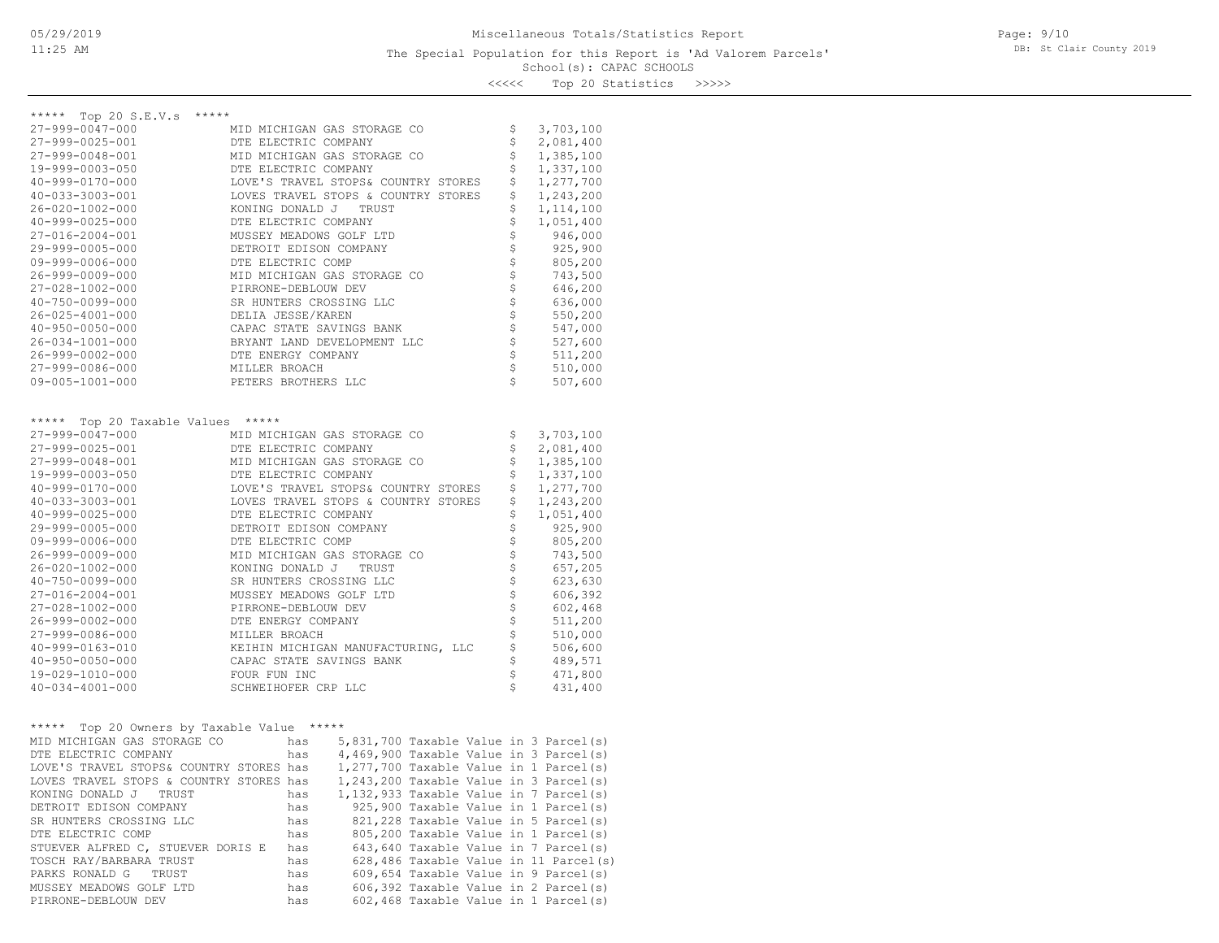# Miscellaneous Totals/Statistics Report

The Special Population for this Report is 'Ad Valorem Parcels'

School(s): CAPAC SCHOOLS

<<<<< Top 20 Statistics >>>>>

## ***** Top 20 S.E.V.s *****

| Parcel | Owner | Amount |
|---|---|---|
| 27-999-0047-000 | MID MICHIGAN GAS STORAGE CO | $ 3,703,100 |
| 27-999-0025-001 | DTE ELECTRIC COMPANY | $ 2,081,400 |
| 27-999-0048-001 | MID MICHIGAN GAS STORAGE CO | $ 1,385,100 |
| 19-999-0003-050 | DTE ELECTRIC COMPANY | $ 1,337,100 |
| 40-999-0170-000 | LOVE'S TRAVEL STOPS& COUNTRY STORES | $ 1,277,700 |
| 40-033-3003-001 | LOVES TRAVEL STOPS & COUNTRY STORES | $ 1,243,200 |
| 26-020-1002-000 | KONING DONALD J TRUST | $ 1,114,100 |
| 40-999-0025-000 | DTE ELECTRIC COMPANY | $ 1,051,400 |
| 27-016-2004-001 | MUSSEY MEADOWS GOLF LTD | $ 946,000 |
| 29-999-0005-000 | DETROIT EDISON COMPANY | $ 925,900 |
| 09-999-0006-000 | DTE ELECTRIC COMP | $ 805,200 |
| 26-999-0009-000 | MID MICHIGAN GAS STORAGE CO | $ 743,500 |
| 27-028-1002-000 | PIRRONE-DEBLOUW DEV | $ 646,200 |
| 40-750-0099-000 | SR HUNTERS CROSSING LLC | $ 636,000 |
| 26-025-4001-000 | DELIA JESSE/KAREN | $ 550,200 |
| 40-950-0050-000 | CAPAC STATE SAVINGS BANK | $ 547,000 |
| 26-034-1001-000 | BRYANT LAND DEVELOPMENT LLC | $ 527,600 |
| 26-999-0002-000 | DTE ENERGY COMPANY | $ 511,200 |
| 27-999-0086-000 | MILLER BROACH | $ 510,000 |
| 09-005-1001-000 | PETERS BROTHERS LLC | $ 507,600 |

## ***** Top 20 Taxable Values *****

| Parcel | Owner | Amount |
|---|---|---|
| 27-999-0047-000 | MID MICHIGAN GAS STORAGE CO | $ 3,703,100 |
| 27-999-0025-001 | DTE ELECTRIC COMPANY | $ 2,081,400 |
| 27-999-0048-001 | MID MICHIGAN GAS STORAGE CO | $ 1,385,100 |
| 19-999-0003-050 | DTE ELECTRIC COMPANY | $ 1,337,100 |
| 40-999-0170-000 | LOVE'S TRAVEL STOPS& COUNTRY STORES | $ 1,277,700 |
| 40-033-3003-001 | LOVES TRAVEL STOPS & COUNTRY STORES | $ 1,243,200 |
| 40-999-0025-000 | DTE ELECTRIC COMPANY | $ 1,051,400 |
| 29-999-0005-000 | DETROIT EDISON COMPANY | $ 925,900 |
| 09-999-0006-000 | DTE ELECTRIC COMP | $ 805,200 |
| 26-999-0009-000 | MID MICHIGAN GAS STORAGE CO | $ 743,500 |
| 26-020-1002-000 | KONING DONALD J TRUST | $ 657,205 |
| 40-750-0099-000 | SR HUNTERS CROSSING LLC | $ 623,630 |
| 27-016-2004-001 | MUSSEY MEADOWS GOLF LTD | $ 606,392 |
| 27-028-1002-000 | PIRRONE-DEBLOUW DEV | $ 602,468 |
| 26-999-0002-000 | DTE ENERGY COMPANY | $ 511,200 |
| 27-999-0086-000 | MILLER BROACH | $ 510,000 |
| 40-999-0163-010 | KEIHIN MICHIGAN MANUFACTURING, LLC | $ 506,600 |
| 40-950-0050-000 | CAPAC STATE SAVINGS BANK | $ 489,571 |
| 19-029-1010-000 | FOUR FUN INC | $ 471,800 |
| 40-034-4001-000 | SCHWEIHOFER CRP LLC | $ 431,400 |

## ***** Top 20 Owners by Taxable Value *****

| Owner | | Taxable Value | Parcel(s) |
|---|---|---|---|
| MID MICHIGAN GAS STORAGE CO | has | 5,831,700 Taxable Value | in 3 Parcel(s) |
| DTE ELECTRIC COMPANY | has | 4,469,900 Taxable Value | in 3 Parcel(s) |
| LOVE'S TRAVEL STOPS& COUNTRY STORES | has | 1,277,700 Taxable Value | in 1 Parcel(s) |
| LOVES TRAVEL STOPS & COUNTRY STORES | has | 1,243,200 Taxable Value | in 3 Parcel(s) |
| KONING DONALD J TRUST | has | 1,132,933 Taxable Value | in 7 Parcel(s) |
| DETROIT EDISON COMPANY | has | 925,900 Taxable Value | in 1 Parcel(s) |
| SR HUNTERS CROSSING LLC | has | 821,228 Taxable Value | in 5 Parcel(s) |
| DTE ELECTRIC COMP | has | 805,200 Taxable Value | in 1 Parcel(s) |
| STUEVER ALFRED C, STUEVER DORIS E | has | 643,640 Taxable Value | in 7 Parcel(s) |
| TOSCH RAY/BARBARA TRUST | has | 628,486 Taxable Value | in 11 Parcel(s) |
| PARKS RONALD G TRUST | has | 609,654 Taxable Value | in 9 Parcel(s) |
| MUSSEY MEADOWS GOLF LTD | has | 606,392 Taxable Value | in 2 Parcel(s) |
| PIRRONE-DEBLOUW DEV | has | 602,468 Taxable Value | in 1 Parcel(s) |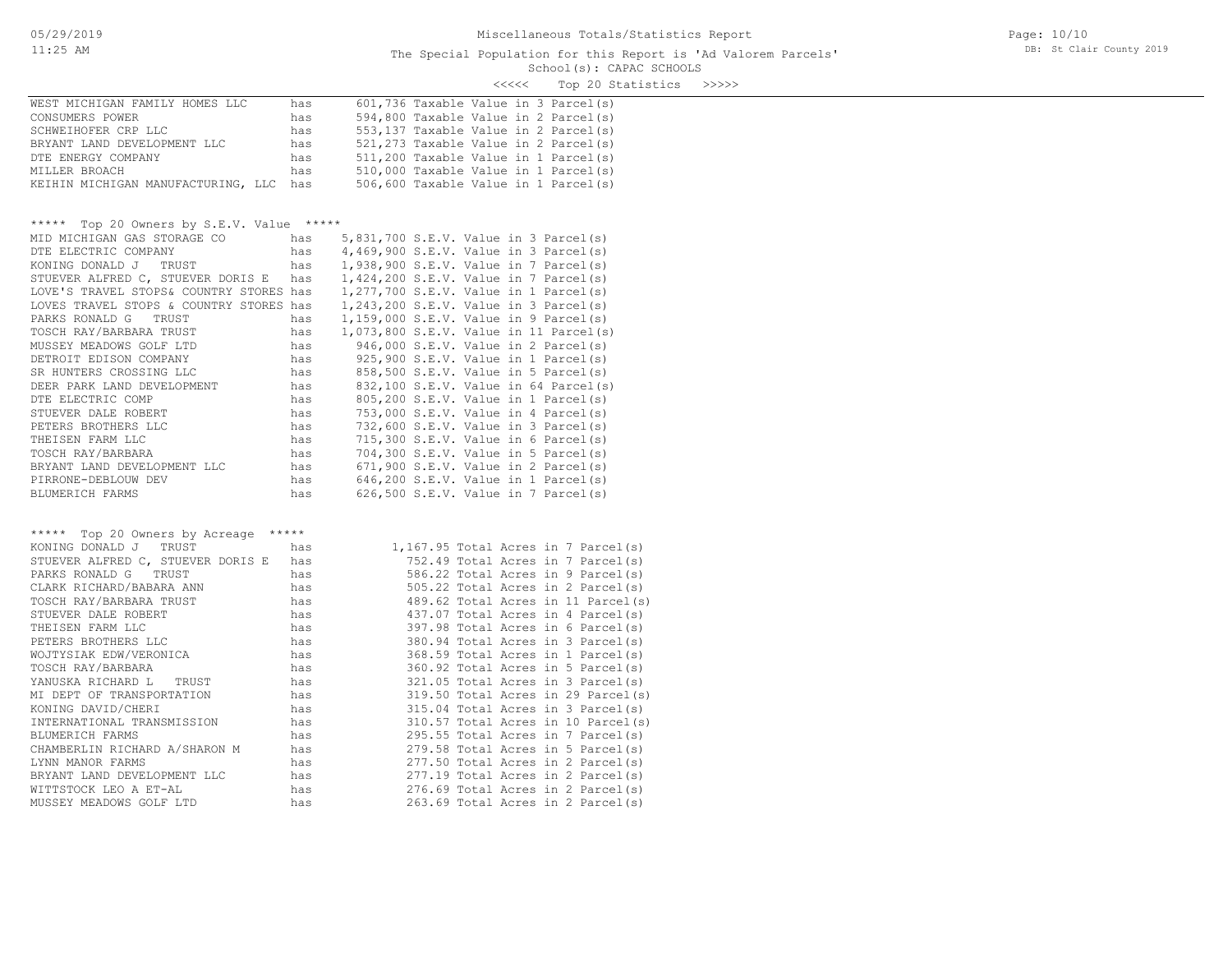| | | |
|---|---|---|
| WEST MICHIGAN FAMILY HOMES LLC | has | 601,736 Taxable Value in 3 Parcel(s) |
| CONSUMERS POWER | has | 594,800 Taxable Value in 2 Parcel(s) |
| SCHWEIHOFER CRP LLC | has | 553,137 Taxable Value in 2 Parcel(s) |
| BRYANT LAND DEVELOPMENT LLC | has | 521,273 Taxable Value in 2 Parcel(s) |
| DTE ENERGY COMPANY | has | 511,200 Taxable Value in 1 Parcel(s) |
| MILLER BROACH | has | 510,000 Taxable Value in 1 Parcel(s) |
| KEIHIN MICHIGAN MANUFACTURING, LLC | has | 506,600 Taxable Value in 1 Parcel(s) |

***** Top 20 Owners by S.E.V. Value *****

| | | |
|---|---|---|
| MID MICHIGAN GAS STORAGE CO | has | 5,831,700 S.E.V. Value in 3 Parcel(s) |
| DTE ELECTRIC COMPANY | has | 4,469,900 S.E.V. Value in 3 Parcel(s) |
| KONING DONALD J TRUST | has | 1,938,900 S.E.V. Value in 7 Parcel(s) |
| STUEVER ALFRED C, STUEVER DORIS E | has | 1,424,200 S.E.V. Value in 7 Parcel(s) |
| LOVE'S TRAVEL STOPS& COUNTRY STORES | has | 1,277,700 S.E.V. Value in 1 Parcel(s) |
| LOVES TRAVEL STOPS & COUNTRY STORES | has | 1,243,200 S.E.V. Value in 3 Parcel(s) |
| PARKS RONALD G TRUST | has | 1,159,000 S.E.V. Value in 9 Parcel(s) |
| TOSCH RAY/BARBARA TRUST | has | 1,073,800 S.E.V. Value in 11 Parcel(s) |
| MUSSEY MEADOWS GOLF LTD | has | 946,000 S.E.V. Value in 2 Parcel(s) |
| DETROIT EDISON COMPANY | has | 925,900 S.E.V. Value in 1 Parcel(s) |
| SR HUNTERS CROSSING LLC | has | 858,500 S.E.V. Value in 5 Parcel(s) |
| DEER PARK LAND DEVELOPMENT | has | 832,100 S.E.V. Value in 64 Parcel(s) |
| DTE ELECTRIC COMP | has | 805,200 S.E.V. Value in 1 Parcel(s) |
| STUEVER DALE ROBERT | has | 753,000 S.E.V. Value in 4 Parcel(s) |
| PETERS BROTHERS LLC | has | 732,600 S.E.V. Value in 3 Parcel(s) |
| THEISEN FARM LLC | has | 715,300 S.E.V. Value in 6 Parcel(s) |
| TOSCH RAY/BARBARA | has | 704,300 S.E.V. Value in 5 Parcel(s) |
| BRYANT LAND DEVELOPMENT LLC | has | 671,900 S.E.V. Value in 2 Parcel(s) |
| PIRRONE-DEBLOUW DEV | has | 646,200 S.E.V. Value in 1 Parcel(s) |
| BLUMERICH FARMS | has | 626,500 S.E.V. Value in 7 Parcel(s) |

***** Top 20 Owners by Acreage *****

| | | |
|---|---|---|
| KONING DONALD J TRUST | has | 1,167.95 Total Acres in 7 Parcel(s) |
| STUEVER ALFRED C, STUEVER DORIS E | has | 752.49 Total Acres in 7 Parcel(s) |
| PARKS RONALD G TRUST | has | 586.22 Total Acres in 9 Parcel(s) |
| CLARK RICHARD/BABARA ANN | has | 505.22 Total Acres in 2 Parcel(s) |
| TOSCH RAY/BARBARA TRUST | has | 489.62 Total Acres in 11 Parcel(s) |
| STUEVER DALE ROBERT | has | 437.07 Total Acres in 4 Parcel(s) |
| THEISEN FARM LLC | has | 397.98 Total Acres in 6 Parcel(s) |
| PETERS BROTHERS LLC | has | 380.94 Total Acres in 3 Parcel(s) |
| WOJTYSIAK EDW/VERONICA | has | 368.59 Total Acres in 1 Parcel(s) |
| TOSCH RAY/BARBARA | has | 360.92 Total Acres in 5 Parcel(s) |
| YANUSKA RICHARD L TRUST | has | 321.05 Total Acres in 3 Parcel(s) |
| MI DEPT OF TRANSPORTATION | has | 319.50 Total Acres in 29 Parcel(s) |
| KONING DAVID/CHERI | has | 315.04 Total Acres in 3 Parcel(s) |
| INTERNATIONAL TRANSMISSION | has | 310.57 Total Acres in 10 Parcel(s) |
| BLUMERICH FARMS | has | 295.55 Total Acres in 7 Parcel(s) |
| CHAMBERLIN RICHARD A/SHARON M | has | 279.58 Total Acres in 5 Parcel(s) |
| LYNN MANOR FARMS | has | 277.50 Total Acres in 2 Parcel(s) |
| BRYANT LAND DEVELOPMENT LLC | has | 277.19 Total Acres in 2 Parcel(s) |
| WITTSTOCK LEO A ET-AL | has | 276.69 Total Acres in 2 Parcel(s) |
| MUSSEY MEADOWS GOLF LTD | has | 263.69 Total Acres in 2 Parcel(s) |